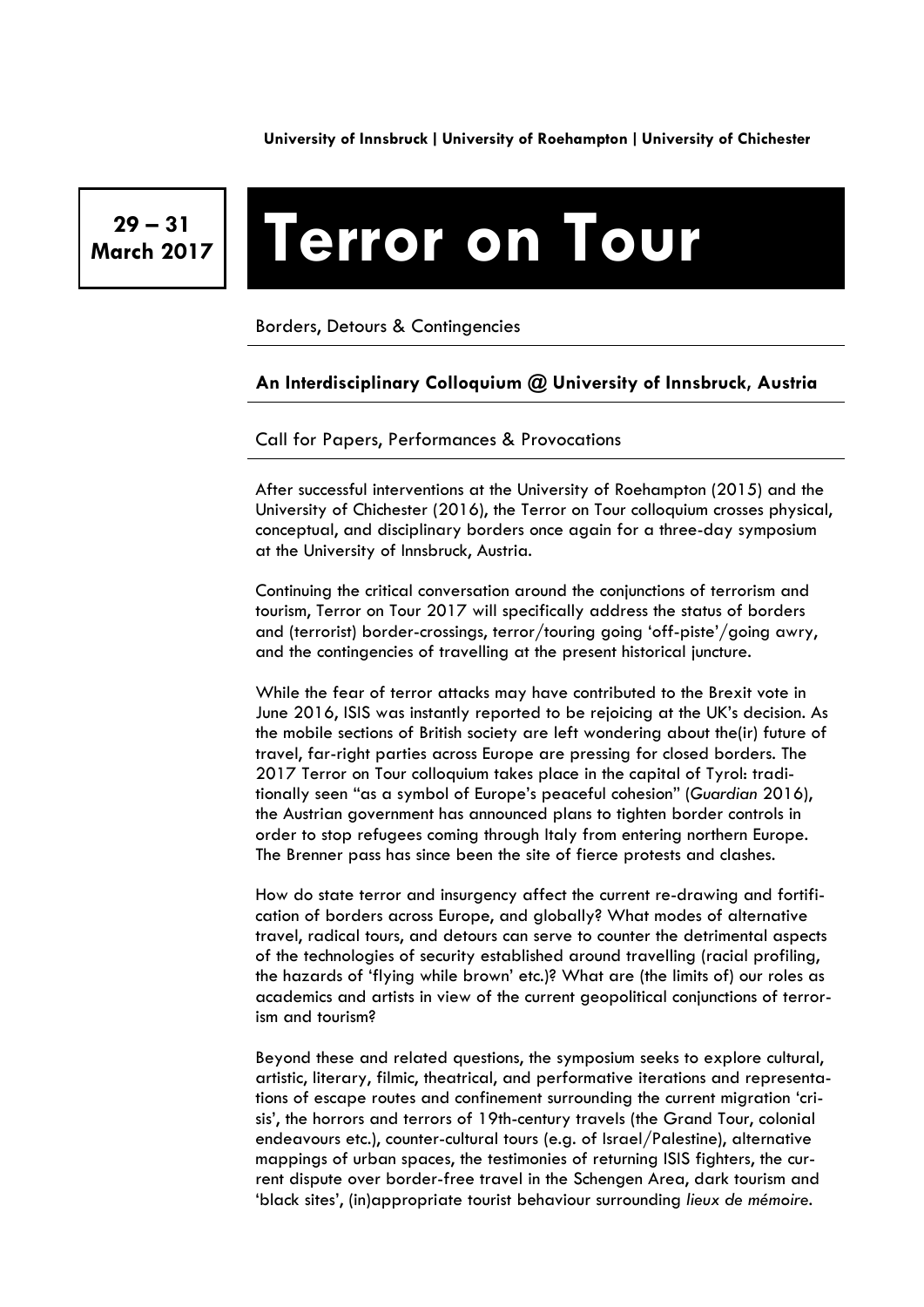**University of Innsbruck | University of Roehampton | University of Chichester**

**29 – 31 March 2017**

# Terror on Tour

Borders, Detours & Contingencies

**An Interdisciplinary Colloquium @ University of Innsbruck, Austria**

Call for Papers, Performances & Provocations

After successful interventions at the University of Roehampton (2015) and the University of Chichester (2016), the Terror on Tour colloquium crosses physical, conceptual, and disciplinary borders once again for a three-day symposium at the University of Innsbruck, Austria.

Continuing the critical conversation around the conjunctions of terrorism and tourism, Terror on Tour 2017 will specifically address the status of borders and (terrorist) border-crossings, terror/touring going 'off-piste'/going awry, and the contingencies of travelling at the present historical juncture.

While the fear of terror attacks may have contributed to the Brexit vote in June 2016, ISIS was instantly reported to be rejoicing at the UK's decision. As the mobile sections of British society are left wondering about the(ir) future of travel, far-right parties across Europe are pressing for closed borders. The 2017 Terror on Tour colloquium takes place in the capital of Tyrol: traditionally seen "as a symbol of Europe's peaceful cohesion" (*Guardian* 2016), the Austrian government has announced plans to tighten border controls in order to stop refugees coming through Italy from entering northern Europe. The Brenner pass has since been the site of fierce protests and clashes.

How do state terror and insurgency affect the current re-drawing and fortification of borders across Europe, and globally? What modes of alternative travel, radical tours, and detours can serve to counter the detrimental aspects of the technologies of security established around travelling (racial profiling, the hazards of 'flying while brown' etc.)? What are (the limits of) our roles as academics and artists in view of the current geopolitical conjunctions of terrorism and tourism?

Beyond these and related questions, the symposium seeks to explore cultural, artistic, literary, filmic, theatrical, and performative iterations and representations of escape routes and confinement surrounding the current migration 'crisis', the horrors and terrors of 19th-century travels (the Grand Tour, colonial endeavours etc.), counter-cultural tours (e.g. of Israel/Palestine), alternative mappings of urban spaces, the testimonies of returning ISIS fighters, the current dispute over border-free travel in the Schengen Area, dark tourism and 'black sites', (in)appropriate tourist behaviour surrounding *lieux de mémoire*.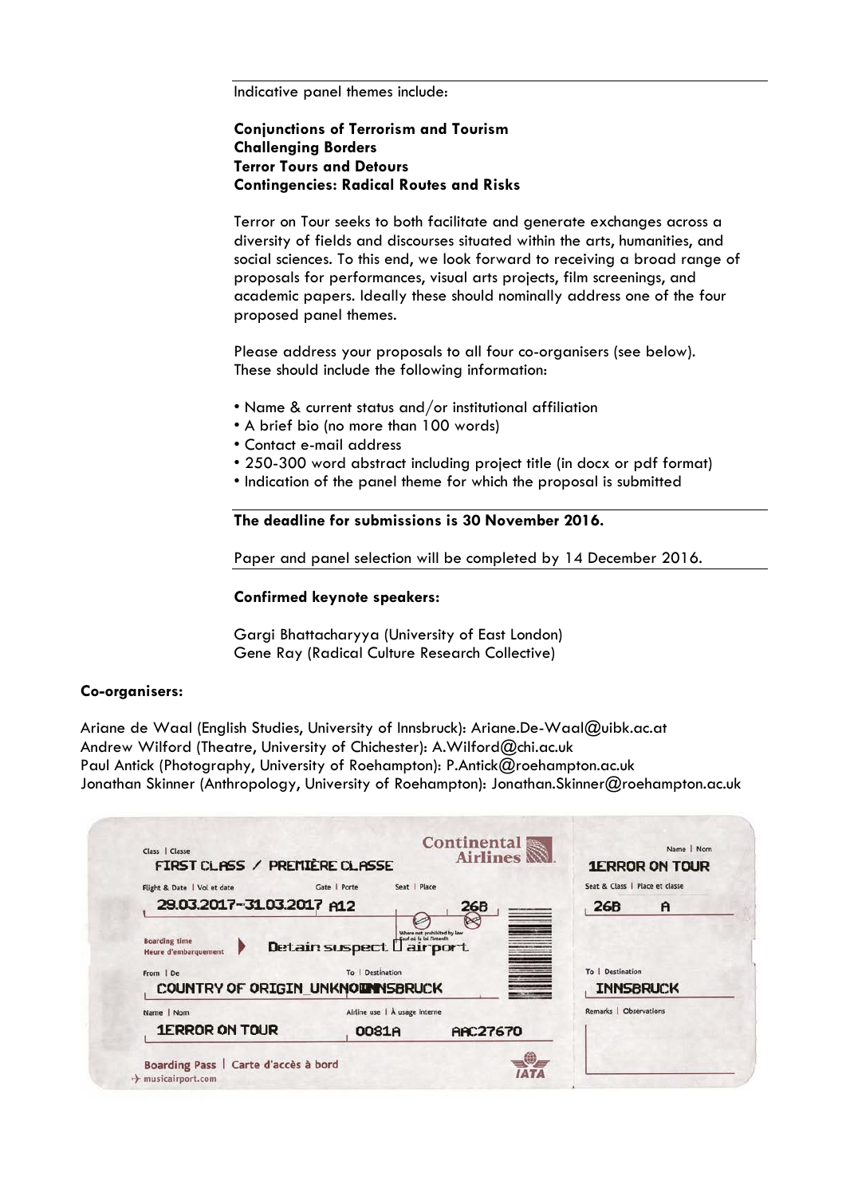Indicative panel themes include:

**Conjunctions of Terrorism and Tourism**
**Challenging Borders**
**Terror Tours and Detours**
**Contingencies: Radical Routes and Risks**

Terror on Tour seeks to both facilitate and generate exchanges across a diversity of fields and discourses situated within the arts, humanities, and social sciences. To this end, we look forward to receiving a broad range of proposals for performances, visual arts projects, film screenings, and academic papers. Ideally these should nominally address one of the four proposed panel themes.

Please address your proposals to all four co-organisers (see below). These should include the following information:

- Name & current status and/or institutional affiliation
- A brief bio (no more than 100 words)
- Contact e-mail address
- 250-300 word abstract including project title (in docx or pdf format)
- Indication of the panel theme for which the proposal is submitted

**The deadline for submissions is 30 November 2016.**

Paper and panel selection will be completed by 14 December 2016.

**Confirmed keynote speakers:**

Gargi Bhattacharyya (University of East London)
Gene Ray (Radical Culture Research Collective)

**Co-organisers:**

Ariane de Waal (English Studies, University of Innsbruck): Ariane.De-Waal@uibk.ac.at
Andrew Wilford (Theatre, University of Chichester): A.Wilford@chi.ac.uk
Paul Antick (Photography, University of Roehampton): P.Antick@roehampton.ac.uk
Jonathan Skinner (Anthropology, University of Roehampton): Jonathan.Skinner@roehampton.ac.uk